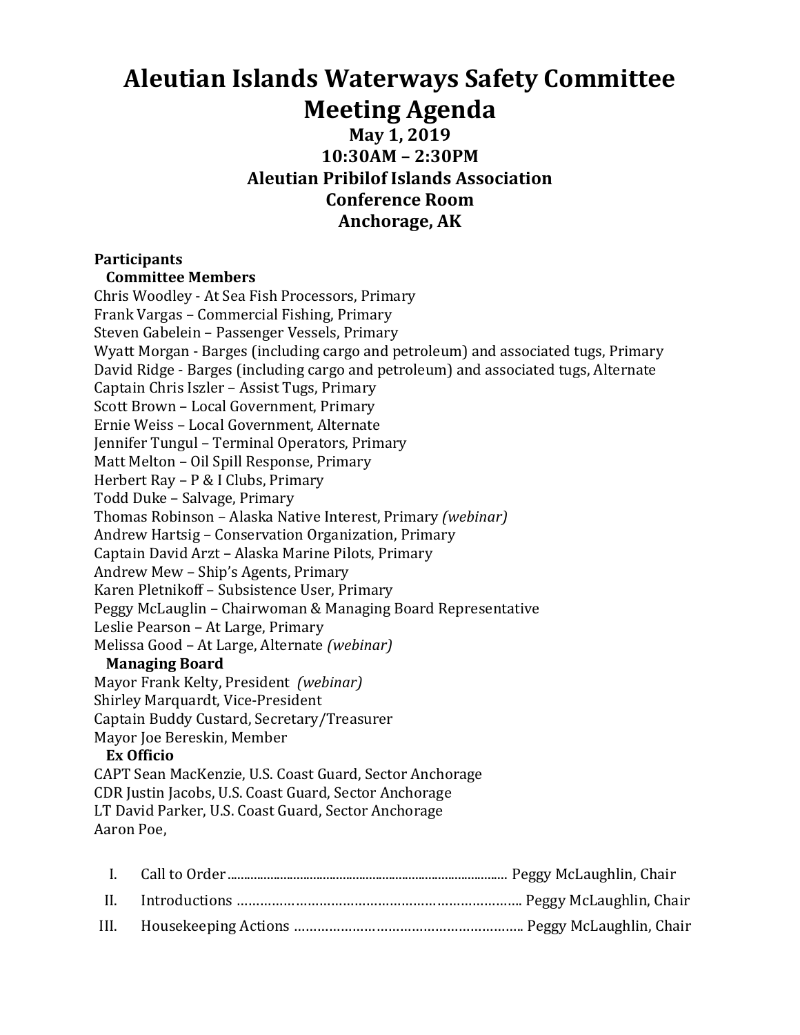# Aleutian Islands Waterways Safety Committee Meeting Agenda

**May 1, 2019**
**10:30AM – 2:30PM**
**Aleutian Pribilof Islands Association**
**Conference Room**
**Anchorage, AK**

**Participants**

**Committee Members**

Chris Woodley - At Sea Fish Processors, Primary
Frank Vargas – Commercial Fishing, Primary
Steven Gabelein – Passenger Vessels, Primary
Wyatt Morgan - Barges (including cargo and petroleum) and associated tugs, Primary
David Ridge - Barges (including cargo and petroleum) and associated tugs, Alternate
Captain Chris Iszler – Assist Tugs, Primary
Scott Brown – Local Government, Primary
Ernie Weiss – Local Government, Alternate
Jennifer Tungul – Terminal Operators, Primary
Matt Melton – Oil Spill Response, Primary
Herbert Ray – P & I Clubs, Primary
Todd Duke – Salvage, Primary
Thomas Robinson – Alaska Native Interest, Primary *(webinar)*
Andrew Hartsig – Conservation Organization, Primary
Captain David Arzt – Alaska Marine Pilots, Primary
Andrew Mew – Ship's Agents, Primary
Karen Pletnikoff – Subsistence User, Primary
Peggy McLauglin – Chairwoman & Managing Board Representative
Leslie Pearson – At Large, Primary
Melissa Good – At Large, Alternate *(webinar)*

**Managing Board**

Mayor Frank Kelty, President *(webinar)*
Shirley Marquardt, Vice-President
Captain Buddy Custard, Secretary/Treasurer
Mayor Joe Bereskin, Member

**Ex Officio**

CAPT Sean MacKenzie, U.S. Coast Guard, Sector Anchorage
CDR Justin Jacobs, U.S. Coast Guard, Sector Anchorage
LT David Parker, U.S. Coast Guard, Sector Anchorage
Aaron Poe,

I. Call to Order................................................................................... Peggy McLaughlin, Chair

II. Introductions ……………………………………………………………….. Peggy McLaughlin, Chair

III. Housekeeping Actions ………………………………………………….. Peggy McLaughlin, Chair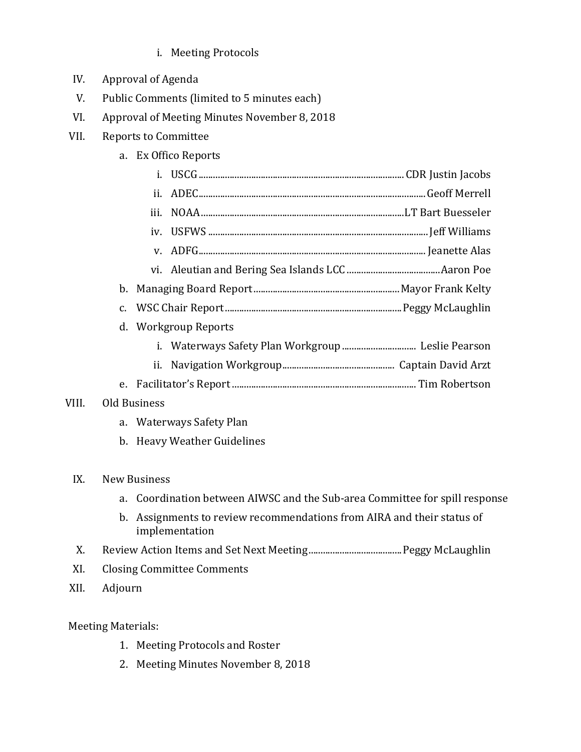i. Meeting Protocols

IV. Approval of Agenda

V. Public Comments (limited to 5 minutes each)

VI. Approval of Meeting Minutes November 8, 2018

VII. Reports to Committee

  a. Ex Offico Reports

    i. USCG........................................................................................ CDR Justin Jacobs

    ii. ADEC.................................................................................................Geoff Merrell

    iii. NOAA.......................................................................................LT Bart Buesseler

    iv. USFWS ..............................................................................................Jeff Williams

    v. ADFG............................................................................................... Jeanette Alas

    vi. Aleutian and Bering Sea Islands LCC .......................................Aaron Poe

  b. Managing Board Report.............................................................Mayor Frank Kelty

  c. WSC Chair Report.........................................................................Peggy McLaughlin

  d. Workgroup Reports

    i. Waterways Safety Plan Workgroup ............................... Leslie Pearson

    ii. Navigation Workgroup............................................... Captain David Arzt

  e. Facilitator's Report.............................................................................. Tim Robertson

VIII. Old Business

  a. Waterways Safety Plan

  b. Heavy Weather Guidelines

IX. New Business

  a. Coordination between AIWSC and the Sub-area Committee for spill response

  b. Assignments to review recommendations from AIRA and their status of implementation

X. Review Action Items and Set Next Meeting.......................................Peggy McLaughlin

XI. Closing Committee Comments

XII. Adjourn

Meeting Materials:

1. Meeting Protocols and Roster
2. Meeting Minutes November 8, 2018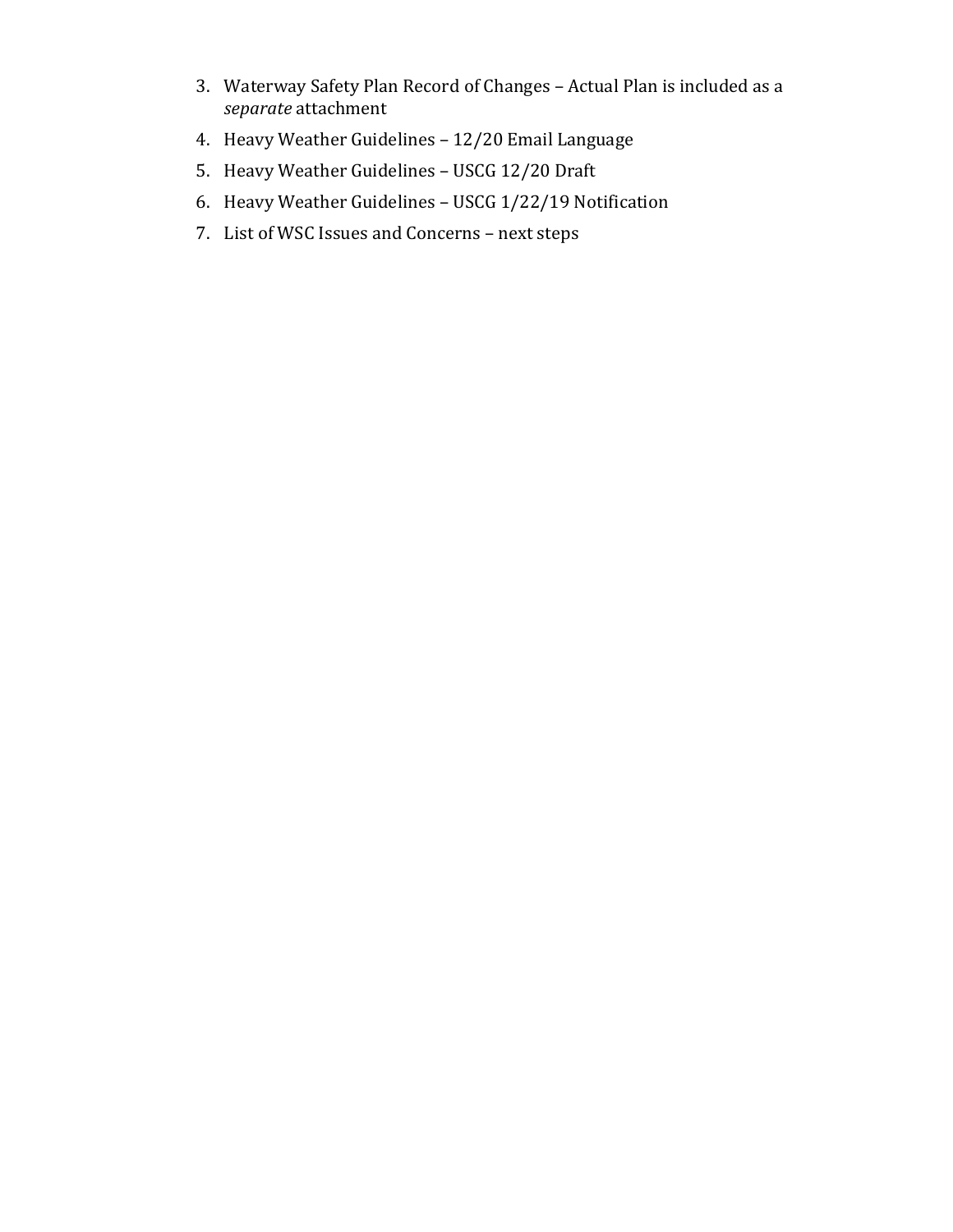3. Waterway Safety Plan Record of Changes – Actual Plan is included as a *separate* attachment
4. Heavy Weather Guidelines – 12/20 Email Language
5. Heavy Weather Guidelines – USCG 12/20 Draft
6. Heavy Weather Guidelines – USCG 1/22/19 Notification
7. List of WSC Issues and Concerns – next steps